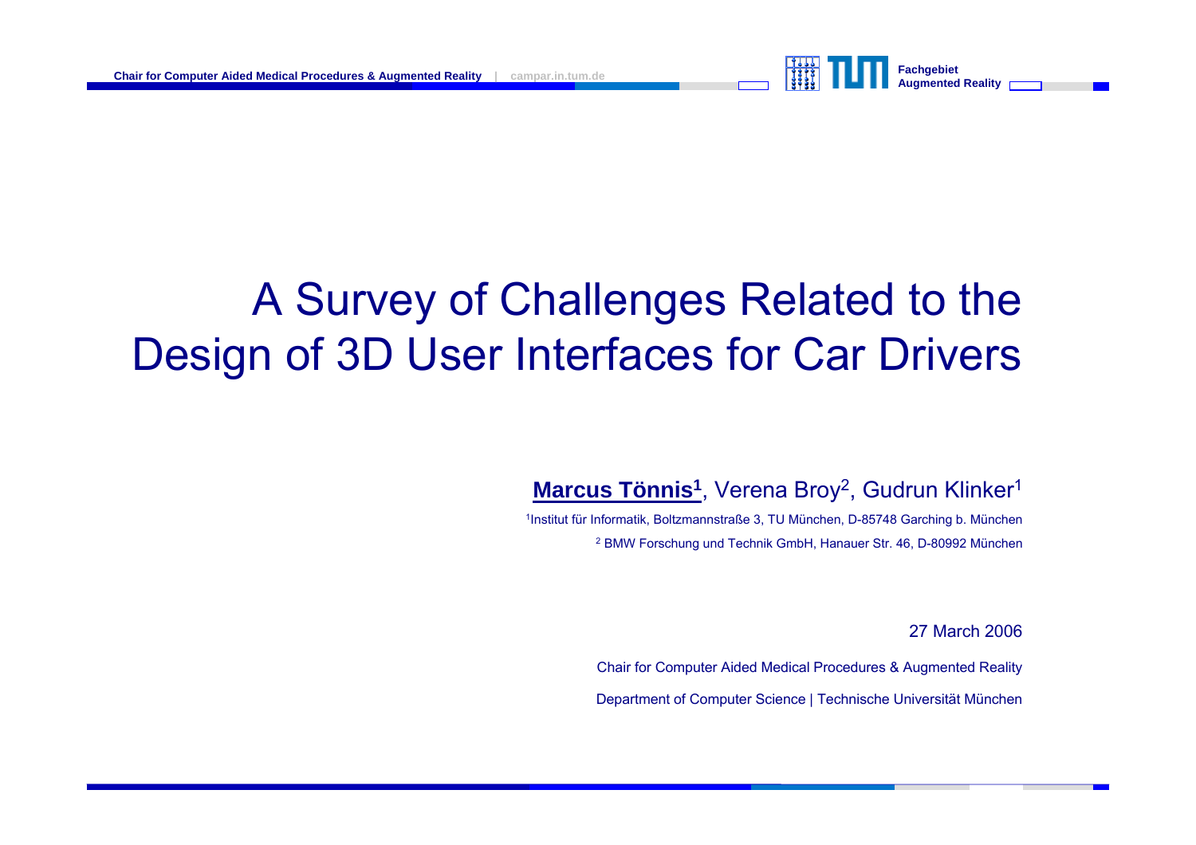# A Survey of Challenges Related to the Design of 3D User Interfaces for Car Drivers

**Marcus Tönnis[1]**, Verena Broy[2], Gudrun Klinker[1]

[1]Institut für Informatik, Boltzmannstraße 3, TU München, D-85748 Garching b. München

[2] BMW Forschung und Technik GmbH, Hanauer Str. 46, D-80992 München

27 March 2006

Chair for Computer Aided Medical Procedures & Augmented Reality

Department of Computer Science | Technische Universität München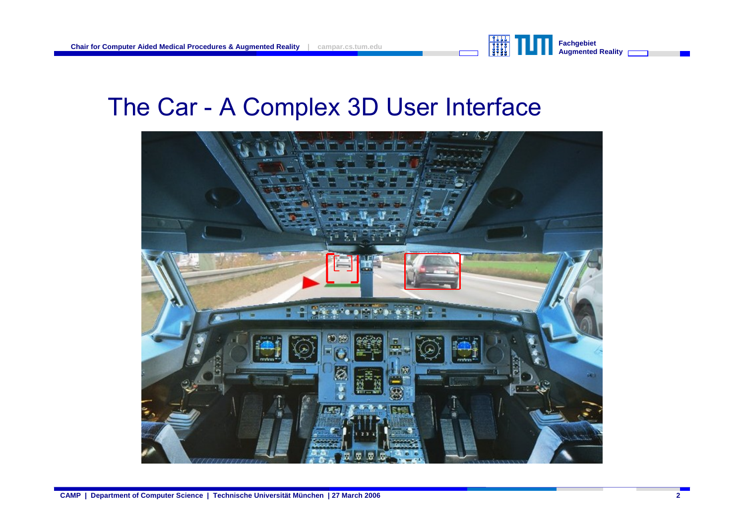# The Car - A Complex 3D User Interface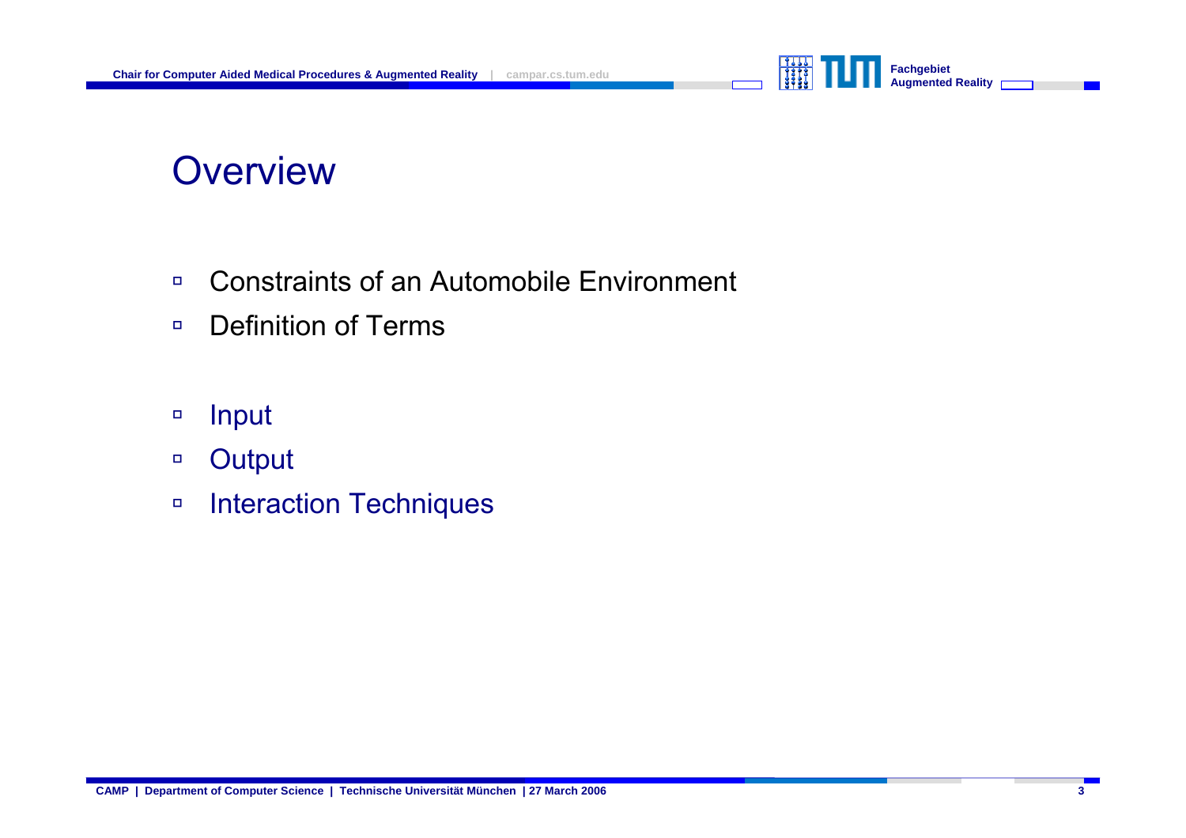# Overview

- Constraints of an Automobile Environment
- Definition of Terms

- Input
- Output
- Interaction Techniques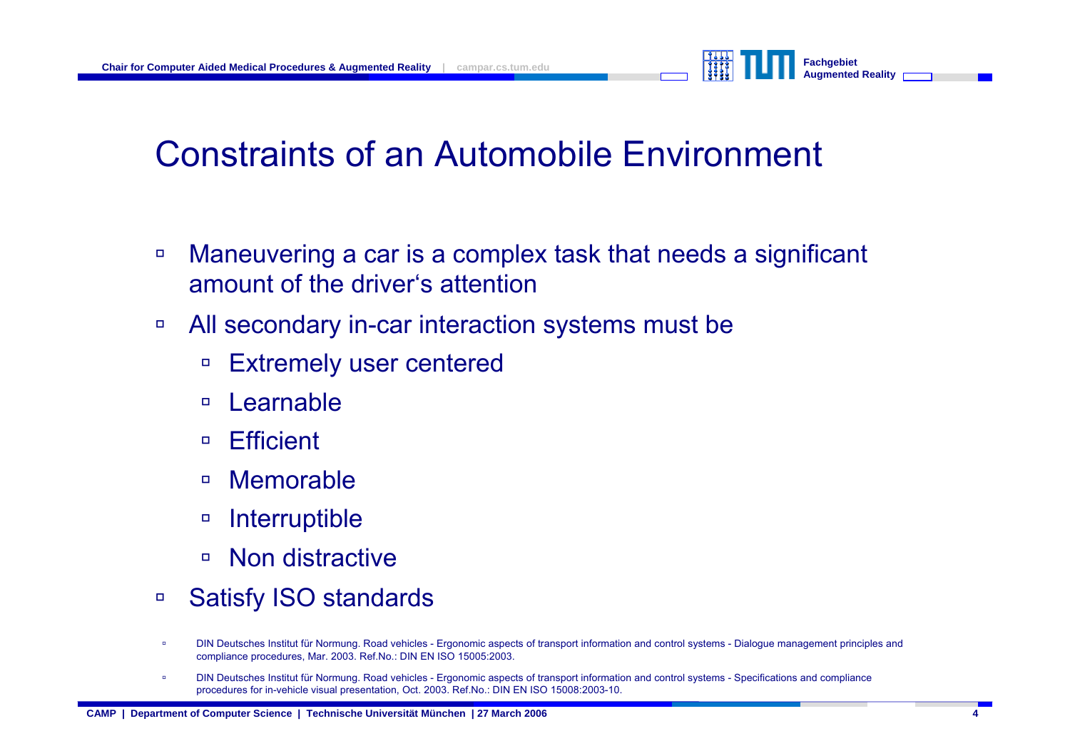# Constraints of an Automobile Environment

- Maneuvering a car is a complex task that needs a significant amount of the driver‘s attention
- All secondary in-car interaction systems must be
  - Extremely user centered
  - Learnable
  - Efficient
  - Memorable
  - Interruptible
  - Non distractive
- Satisfy ISO standards

  - DIN Deutsches Institut für Normung. Road vehicles - Ergonomic aspects of transport information and control systems - Dialogue management principles and compliance procedures, Mar. 2003. Ref.No.: DIN EN ISO 15005:2003.
  - DIN Deutsches Institut für Normung. Road vehicles - Ergonomic aspects of transport information and control systems - Specifications and compliance procedures for in-vehicle visual presentation, Oct. 2003. Ref.No.: DIN EN ISO 15008:2003-10.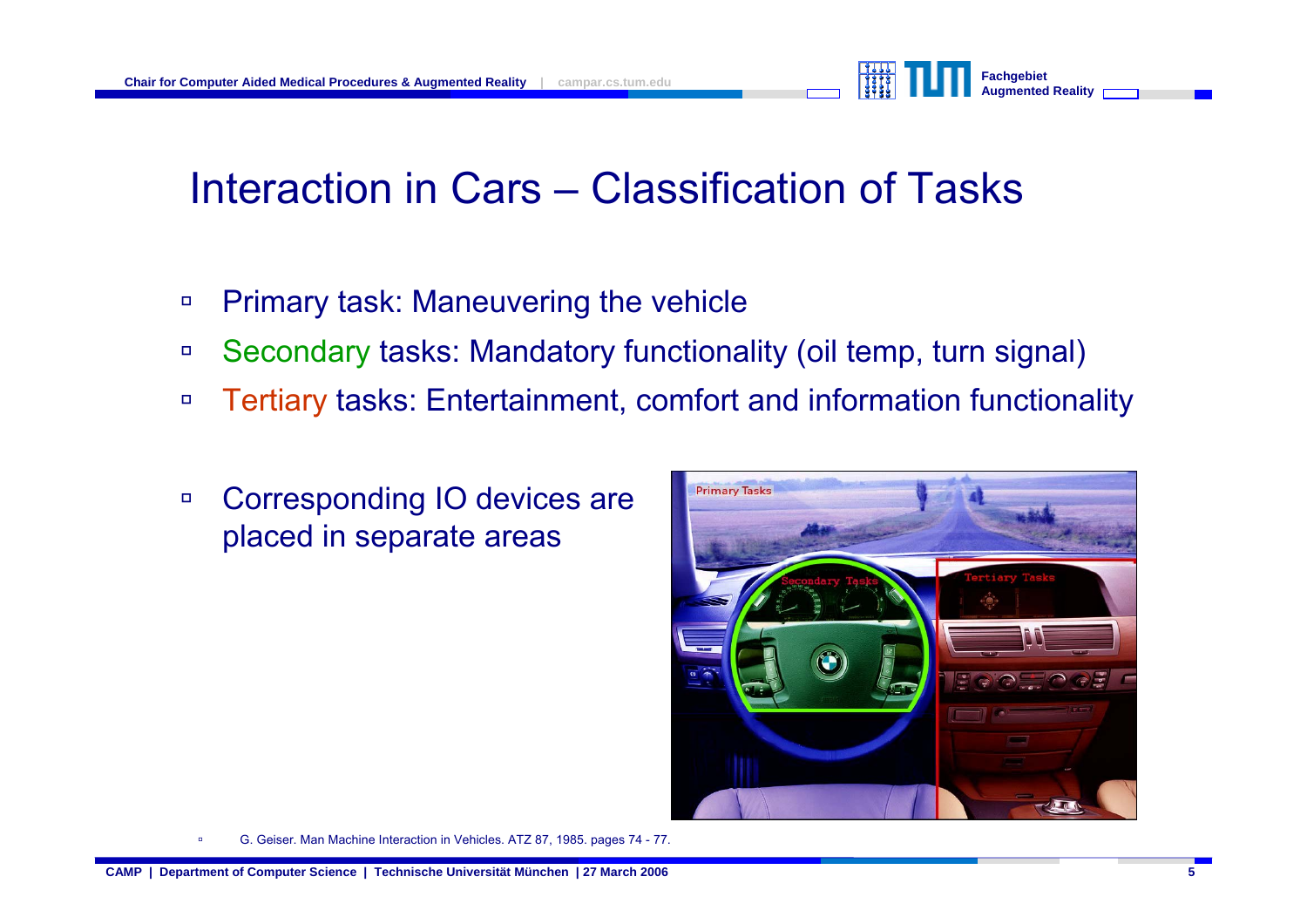# Interaction in Cars – Classification of Tasks

- Primary task: Maneuvering the vehicle
- Secondary tasks: Mandatory functionality (oil temp, turn signal)
- Tertiary tasks: Entertainment, comfort and information functionality

- Corresponding IO devices are placed in separate areas

- G. Geiser. Man Machine Interaction in Vehicles. ATZ 87, 1985. pages 74 - 77.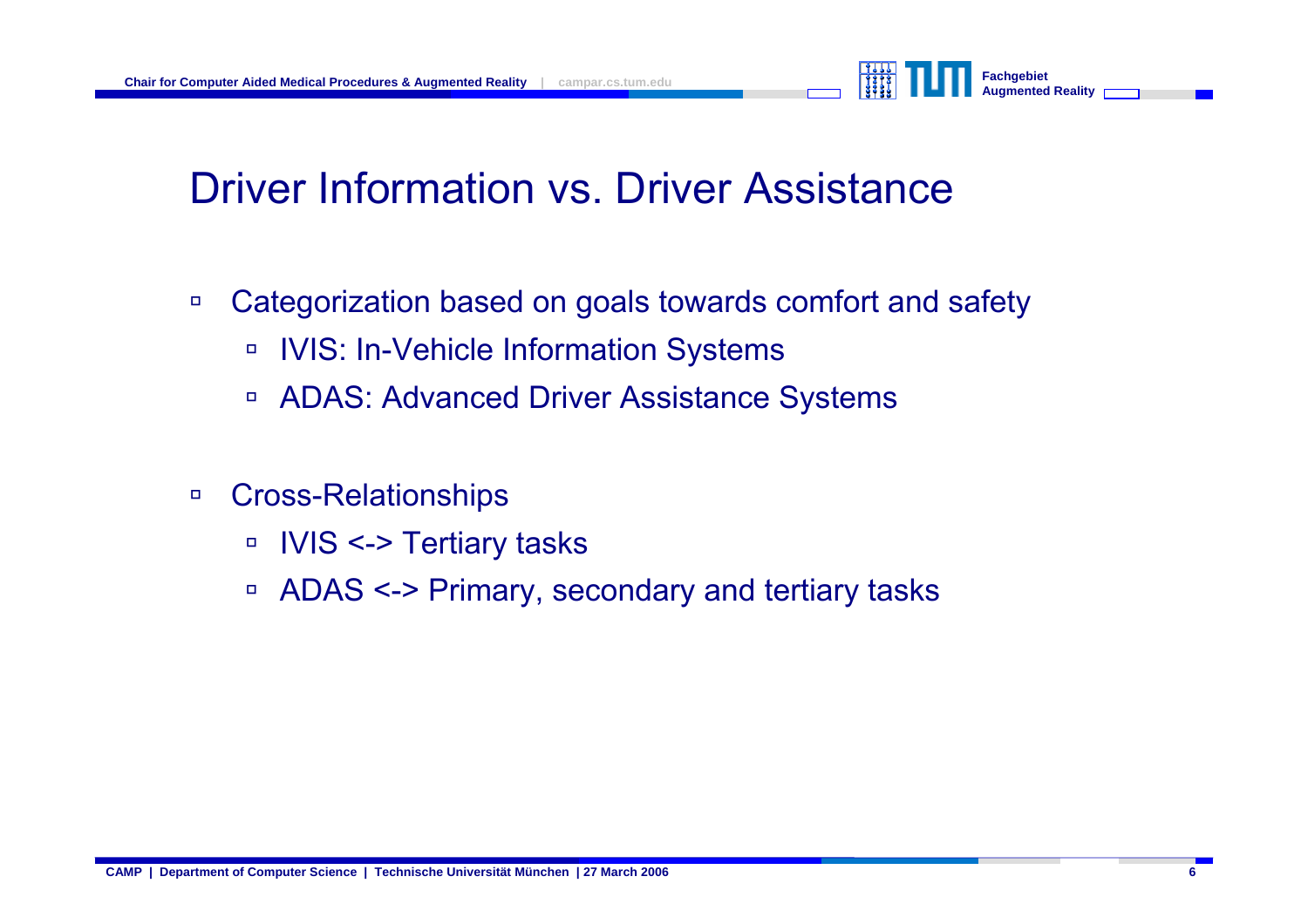# Driver Information vs. Driver Assistance

- Categorization based on goals towards comfort and safety
  - IVIS: In-Vehicle Information Systems
  - ADAS: Advanced Driver Assistance Systems

- Cross-Relationships
  - IVIS <-> Tertiary tasks
  - ADAS <-> Primary, secondary and tertiary tasks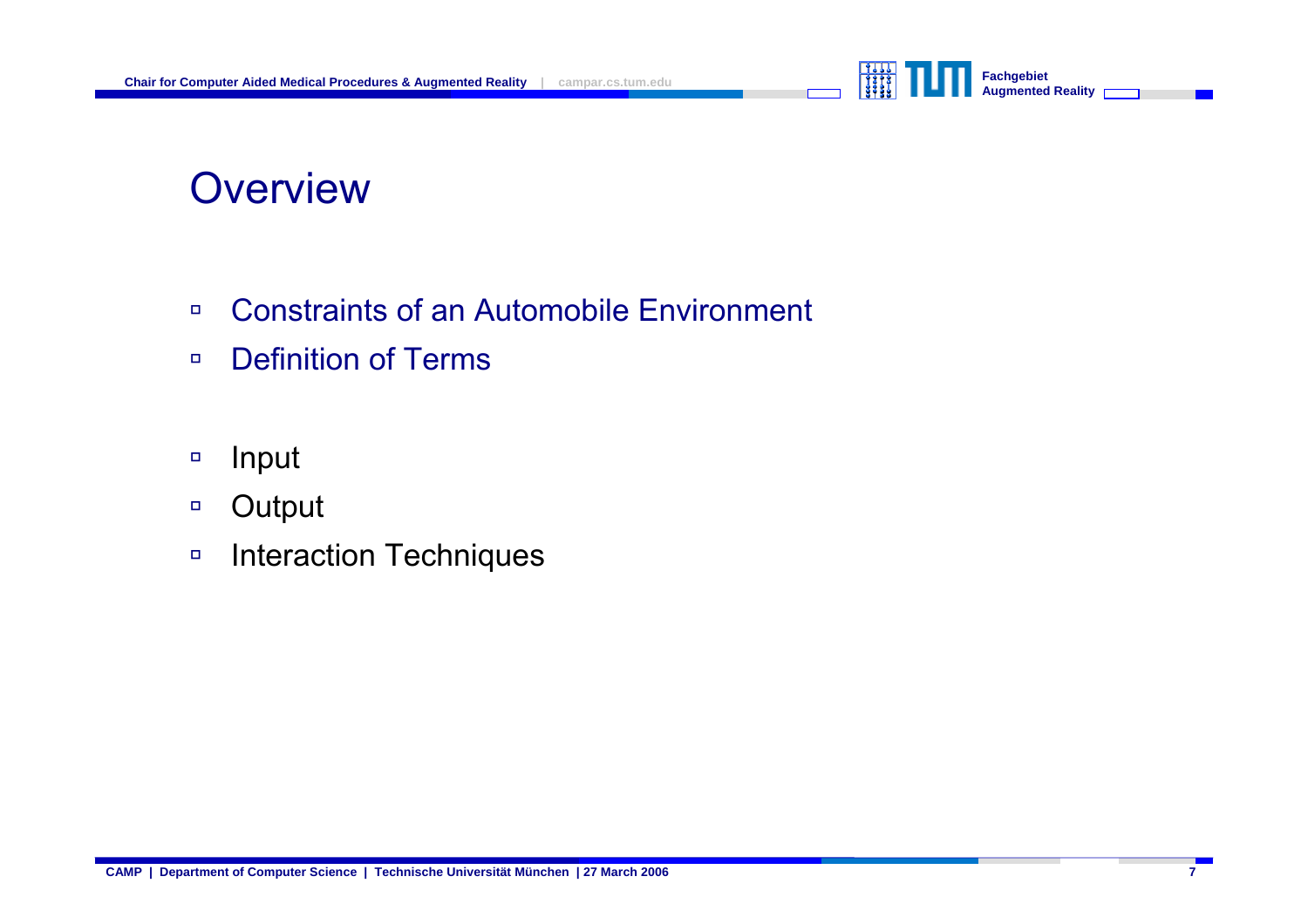# Overview

- Constraints of an Automobile Environment
- Definition of Terms

- Input
- Output
- Interaction Techniques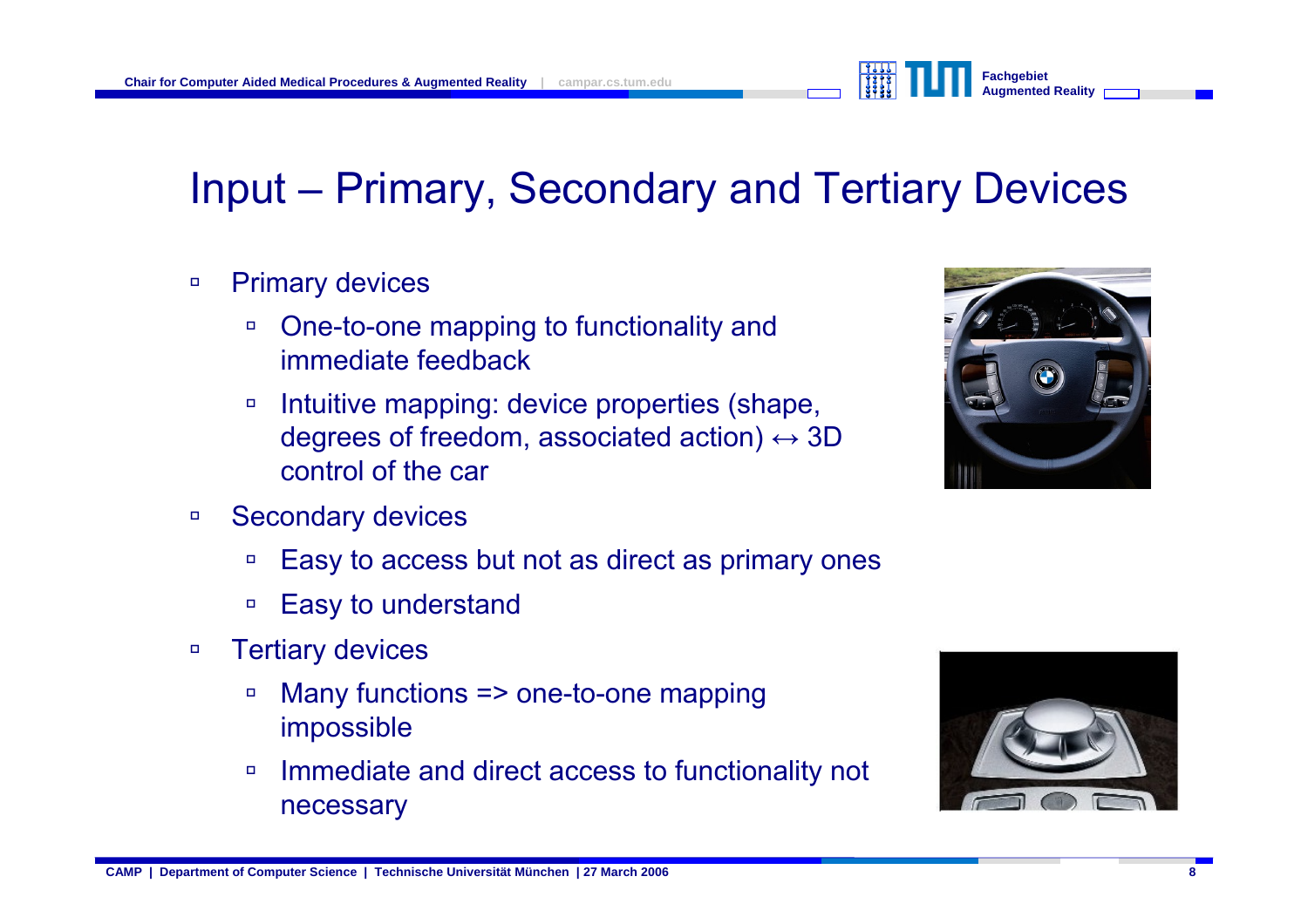# Input – Primary, Secondary and Tertiary Devices

- Primary devices
  - One-to-one mapping to functionality and immediate feedback
  - Intuitive mapping: device properties (shape, degrees of freedom, associated action) ↔ 3D control of the car
- Secondary devices
  - Easy to access but not as direct as primary ones
  - Easy to understand
- Tertiary devices
  - Many functions => one-to-one mapping impossible
  - Immediate and direct access to functionality not necessary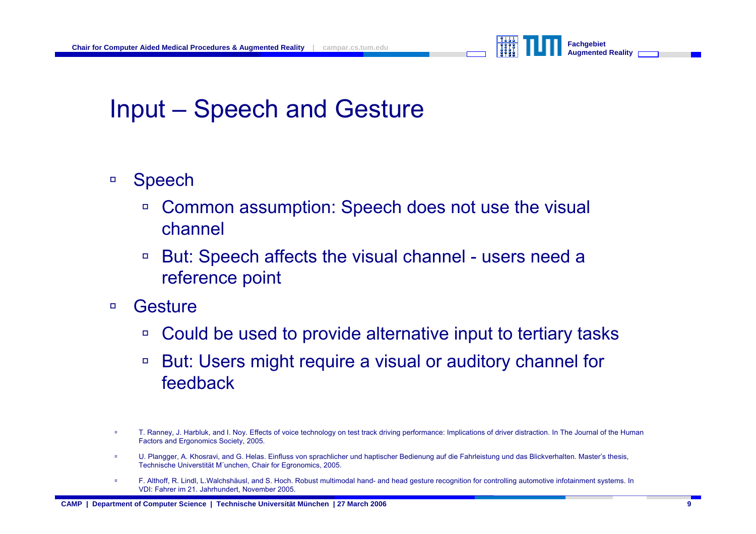# Input – Speech and Gesture

- Speech
  - Common assumption: Speech does not use the visual channel
  - But: Speech affects the visual channel - users need a reference point
- Gesture
  - Could be used to provide alternative input to tertiary tasks
  - But: Users might require a visual or auditory channel for feedback

- T. Ranney, J. Harbluk, and I. Noy. Effects of voice technology on test track driving performance: Implications of driver distraction. In The Journal of the Human Factors and Ergonomics Society, 2005.
- U. Plangger, A. Khosravi, and G. Helas. Einfluss von sprachlicher und haptischer Bedienung auf die Fahrleistung und das Blickverhalten. Master's thesis, Technische Universtität M¨unchen, Chair for Egronomics, 2005.
- F. Althoff, R. Lindl, L.Walchshäusl, and S. Hoch. Robust multimodal hand- and head gesture recognition for controlling automotive infotainment systems. In VDI: Fahrer im 21. Jahrhundert, November 2005.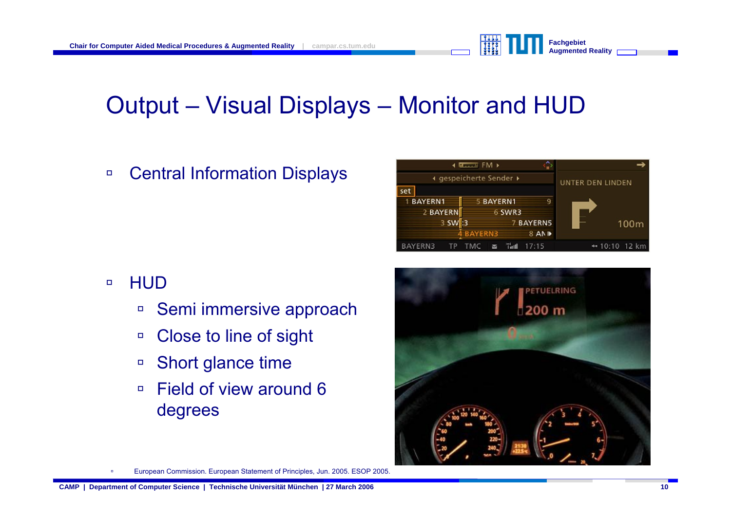# Output – Visual Displays – Monitor and HUD

- Central Information Displays

- HUD
  - Semi immersive approach
  - Close to line of sight
  - Short glance time
  - Field of view around 6 degrees

- European Commission. European Statement of Principles, Jun. 2005. ESOP 2005.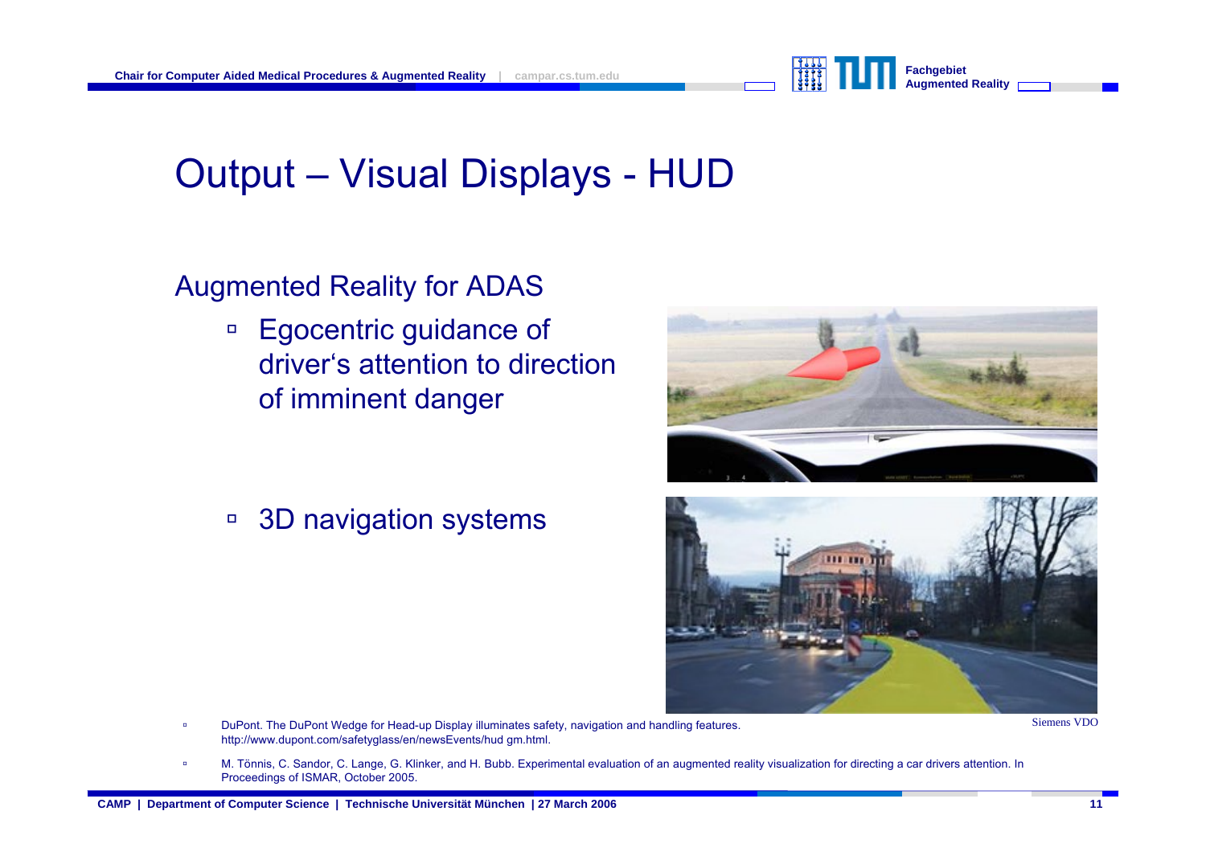# Output – Visual Displays - HUD

## Augmented Reality for ADAS

- Egocentric guidance of driver's attention to direction of imminent danger
- 3D navigation systems

Siemens VDO

- DuPont. The DuPont Wedge for Head-up Display illuminates safety, navigation and handling features. http://www.dupont.com/safetyglass/en/newsEvents/hud gm.html.
- M. Tönnis, C. Sandor, C. Lange, G. Klinker, and H. Bubb. Experimental evaluation of an augmented reality visualization for directing a car drivers attention. In Proceedings of ISMAR, October 2005.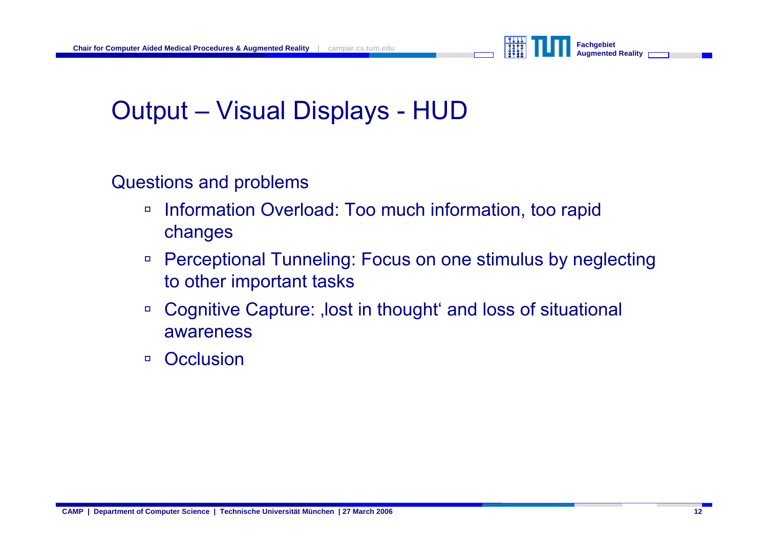# Output – Visual Displays - HUD

Questions and problems

- Information Overload: Too much information, too rapid changes
- Perceptional Tunneling: Focus on one stimulus by neglecting to other important tasks
- Cognitive Capture: ‚lost in thought‘ and loss of situational awareness
- Occlusion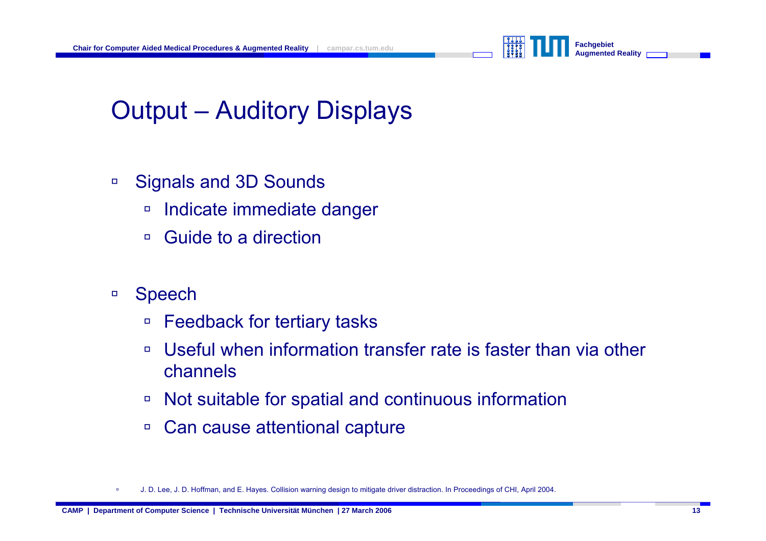# Output – Auditory Displays

- Signals and 3D Sounds
  - Indicate immediate danger
  - Guide to a direction
- Speech
  - Feedback for tertiary tasks
  - Useful when information transfer rate is faster than via other channels
  - Not suitable for spatial and continuous information
  - Can cause attentional capture

- J. D. Lee, J. D. Hoffman, and E. Hayes. Collision warning design to mitigate driver distraction. In Proceedings of CHI, April 2004.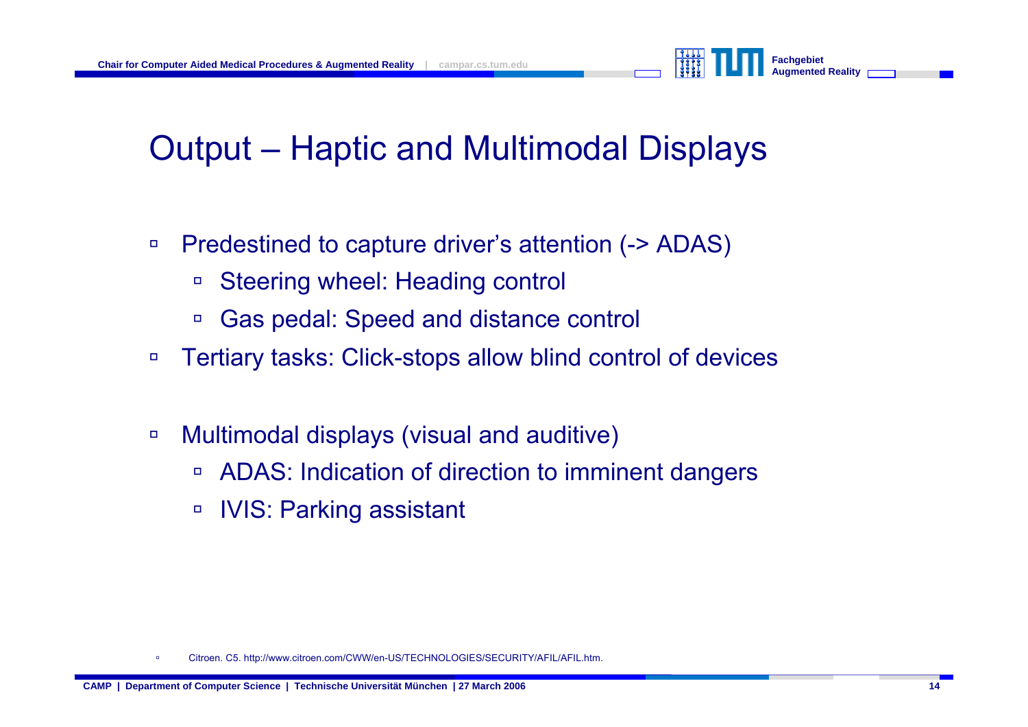# Output – Haptic and Multimodal Displays

- Predestined to capture driver's attention (-> ADAS)
  - Steering wheel: Heading control
  - Gas pedal: Speed and distance control
- Tertiary tasks: Click-stops allow blind control of devices

- Multimodal displays (visual and auditive)
  - ADAS: Indication of direction to imminent dangers
  - IVIS: Parking assistant

- Citroen. C5. http://www.citroen.com/CWW/en-US/TECHNOLOGIES/SECURITY/AFIL/AFIL.htm.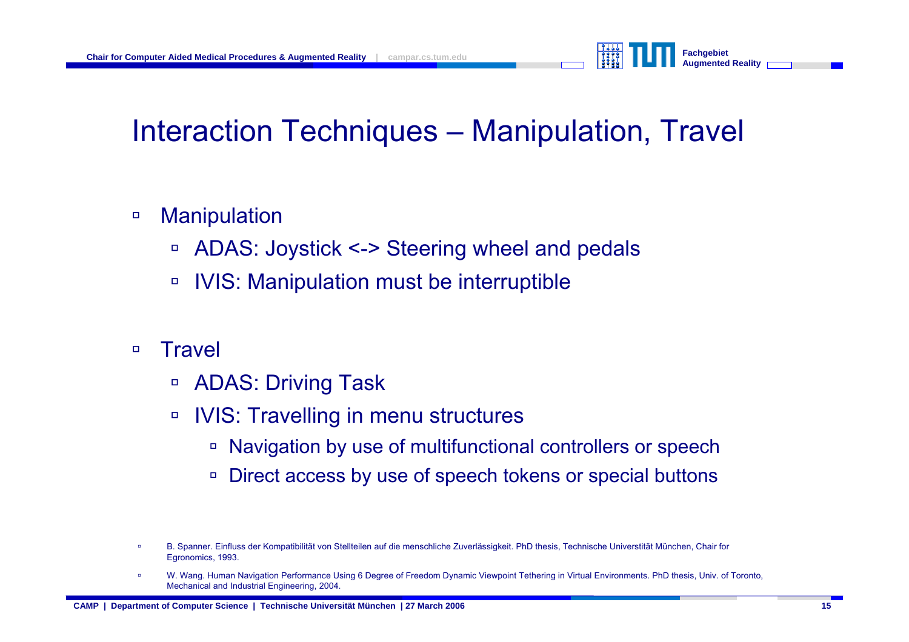# Interaction Techniques – Manipulation, Travel

- Manipulation
  - ADAS: Joystick <-> Steering wheel and pedals
  - IVIS: Manipulation must be interruptible

- Travel
  - ADAS: Driving Task
  - IVIS: Travelling in menu structures
    - Navigation by use of multifunctional controllers or speech
    - Direct access by use of speech tokens or special buttons

- B. Spanner. Einfluss der Kompatibilität von Stellteilen auf die menschliche Zuverlässigkeit. PhD thesis, Technische Universtität München, Chair for Egronomics, 1993.
- W. Wang. Human Navigation Performance Using 6 Degree of Freedom Dynamic Viewpoint Tethering in Virtual Environments. PhD thesis, Univ. of Toronto, Mechanical and Industrial Engineering, 2004.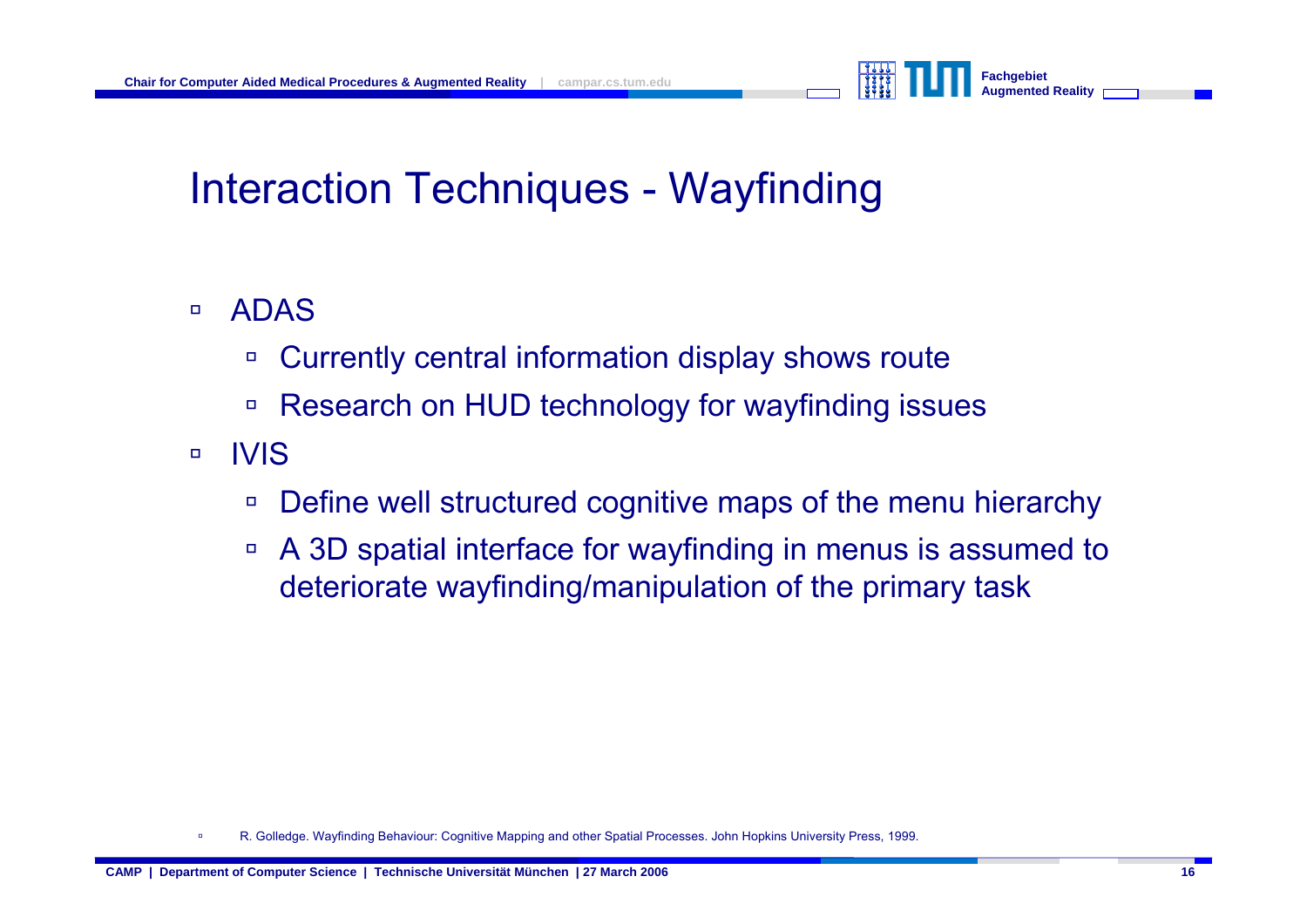# Interaction Techniques - Wayfinding

- ADAS
  - Currently central information display shows route
  - Research on HUD technology for wayfinding issues
- IVIS
  - Define well structured cognitive maps of the menu hierarchy
  - A 3D spatial interface for wayfinding in menus is assumed to deteriorate wayfinding/manipulation of the primary task

- R. Golledge. Wayfinding Behaviour: Cognitive Mapping and other Spatial Processes. John Hopkins University Press, 1999.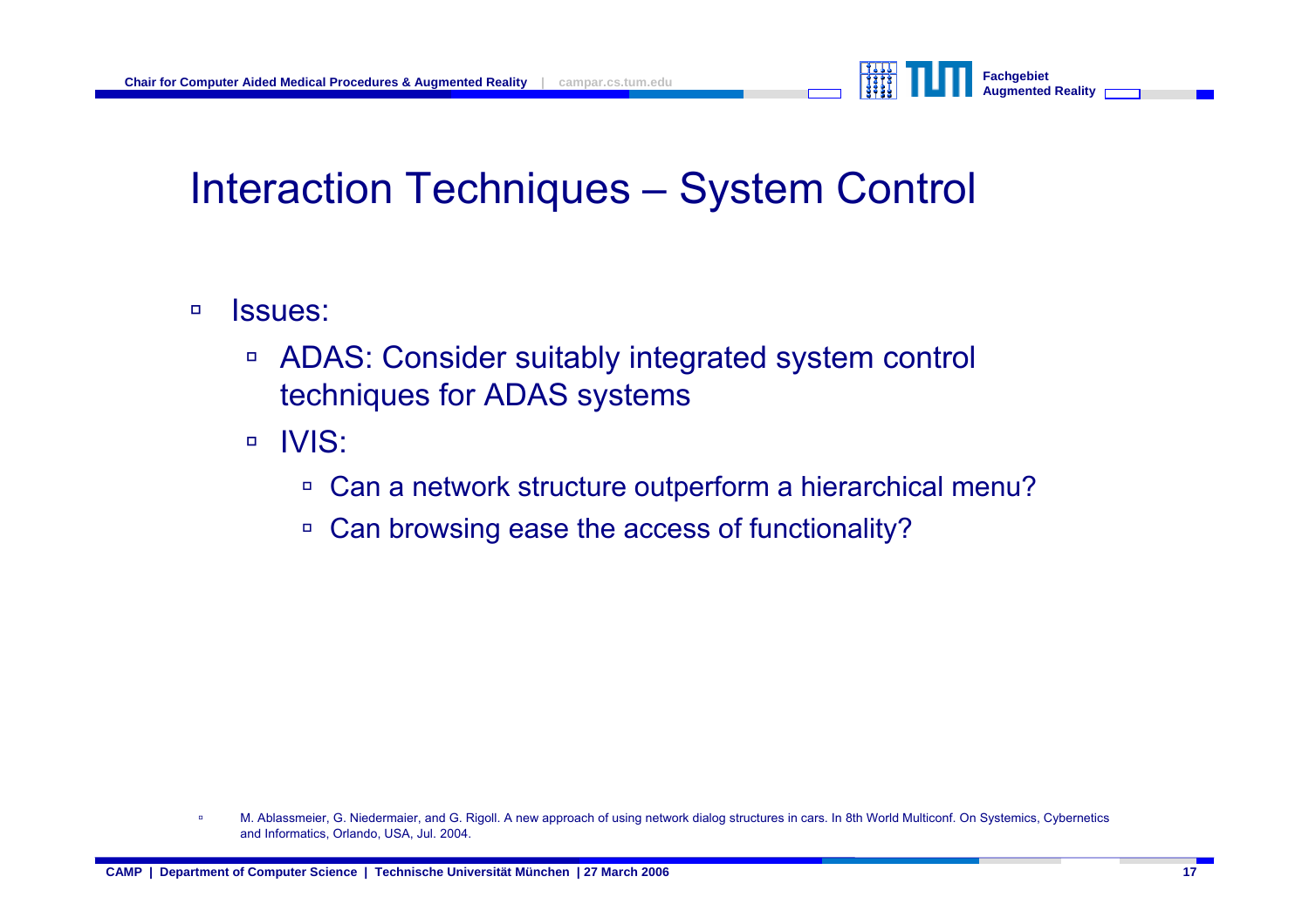# Interaction Techniques – System Control

- Issues:
  - ADAS: Consider suitably integrated system control techniques for ADAS systems
  - IVIS:
    - Can a network structure outperform a hierarchical menu?
    - Can browsing ease the access of functionality?

- M. Ablassmeier, G. Niedermaier, and G. Rigoll. A new approach of using network dialog structures in cars. In 8th World Multiconf. On Systemics, Cybernetics and Informatics, Orlando, USA, Jul. 2004.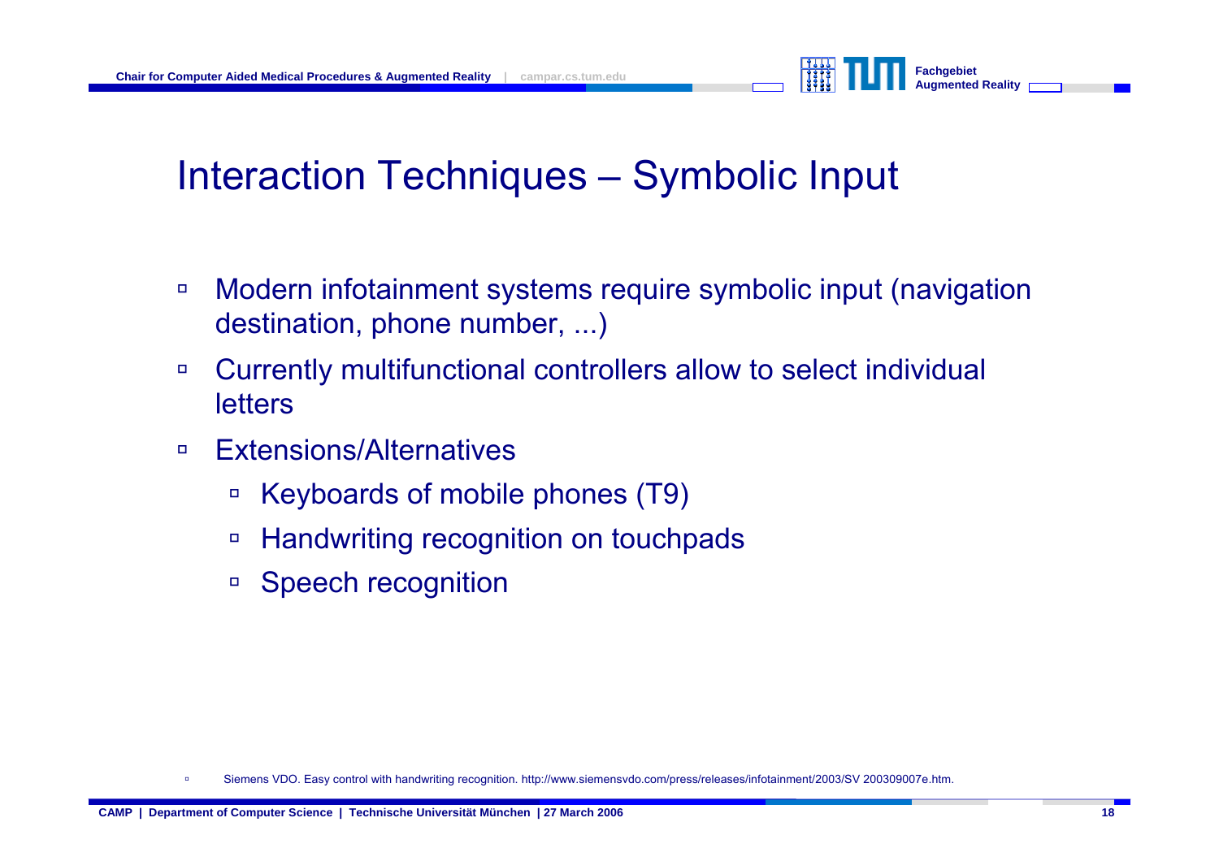# Interaction Techniques – Symbolic Input

- Modern infotainment systems require symbolic input (navigation destination, phone number, ...)
- Currently multifunctional controllers allow to select individual letters
- Extensions/Alternatives
  - Keyboards of mobile phones (T9)
  - Handwriting recognition on touchpads
  - Speech recognition

- Siemens VDO. Easy control with handwriting recognition. http://www.siemensvdo.com/press/releases/infotainment/2003/SV 200309007e.htm.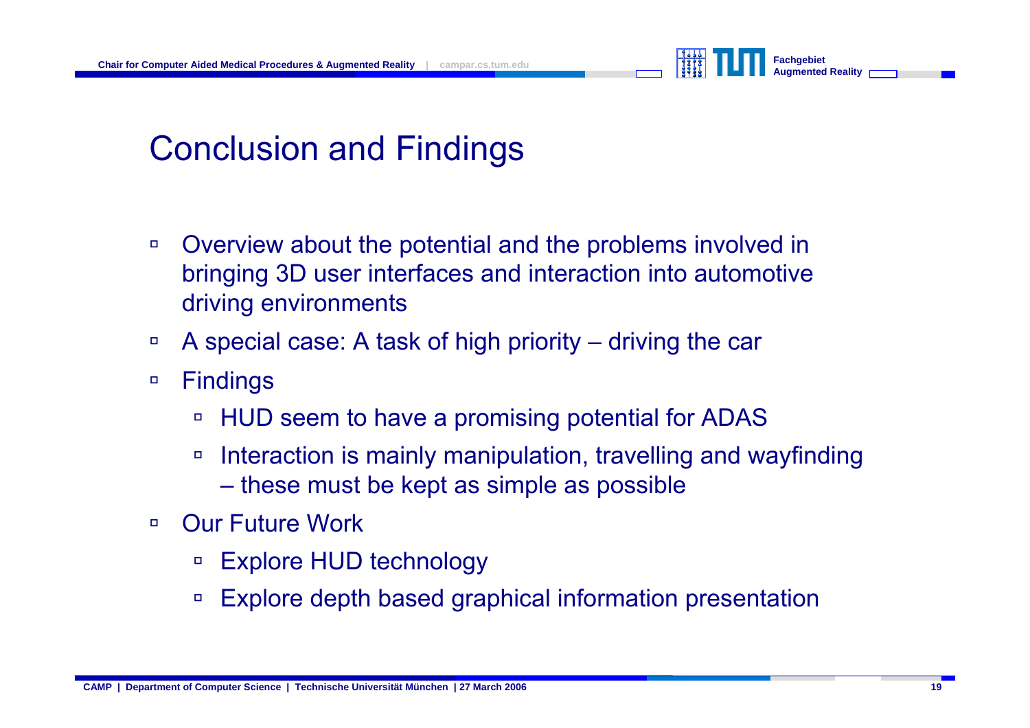# Conclusion and Findings

- Overview about the potential and the problems involved in bringing 3D user interfaces and interaction into automotive driving environments
- A special case: A task of high priority – driving the car
- Findings
  - HUD seem to have a promising potential for ADAS
  - Interaction is mainly manipulation, travelling and wayfinding – these must be kept as simple as possible
- Our Future Work
  - Explore HUD technology
  - Explore depth based graphical information presentation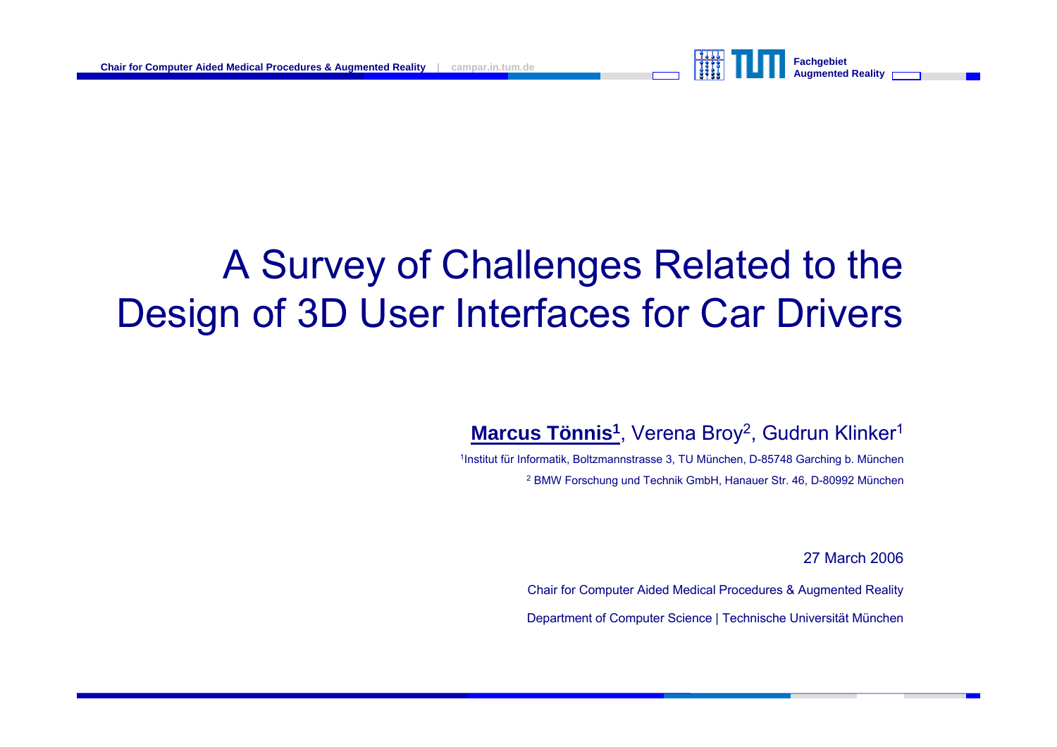# A Survey of Challenges Related to the Design of 3D User Interfaces for Car Drivers

**Marcus Tönnis[1]**, Verena Broy[2], Gudrun Klinker[1]

[1]Institut für Informatik, Boltzmannstrasse 3, TU München, D-85748 Garching b. München

[2] BMW Forschung und Technik GmbH, Hanauer Str. 46, D-80992 München

27 March 2006

Chair for Computer Aided Medical Procedures & Augmented Reality

Department of Computer Science | Technische Universität München